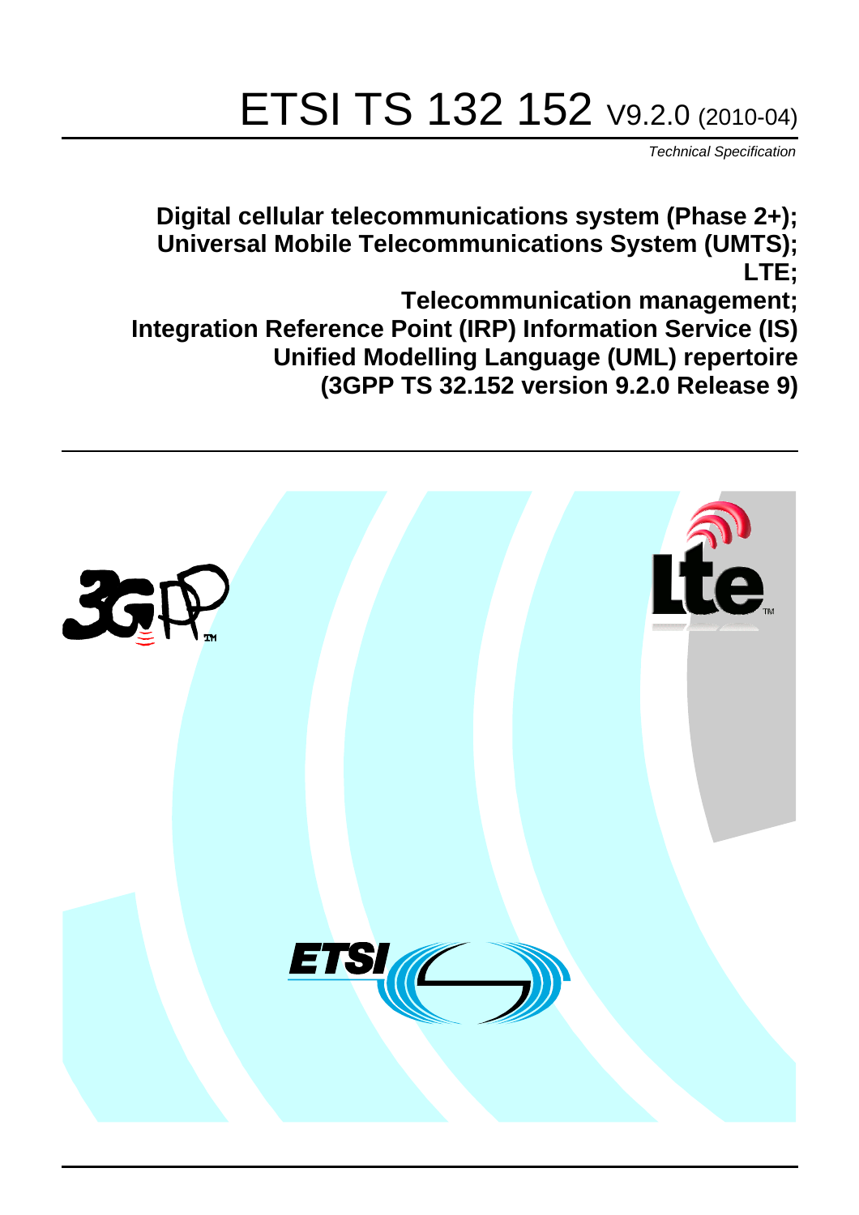# ETSI TS 132 152 V9.2.0 (2010-04)

*Technical Specification*

**Digital cellular telecommunications system (Phase 2+);
Universal Mobile Telecommunications System (UMTS);
LTE;
Telecommunication management;
Integration Reference Point (IRP) Information Service (IS)
Unified Modelling Language (UML) repertoire
(3GPP TS 32.152 version 9.2.0 Release 9)**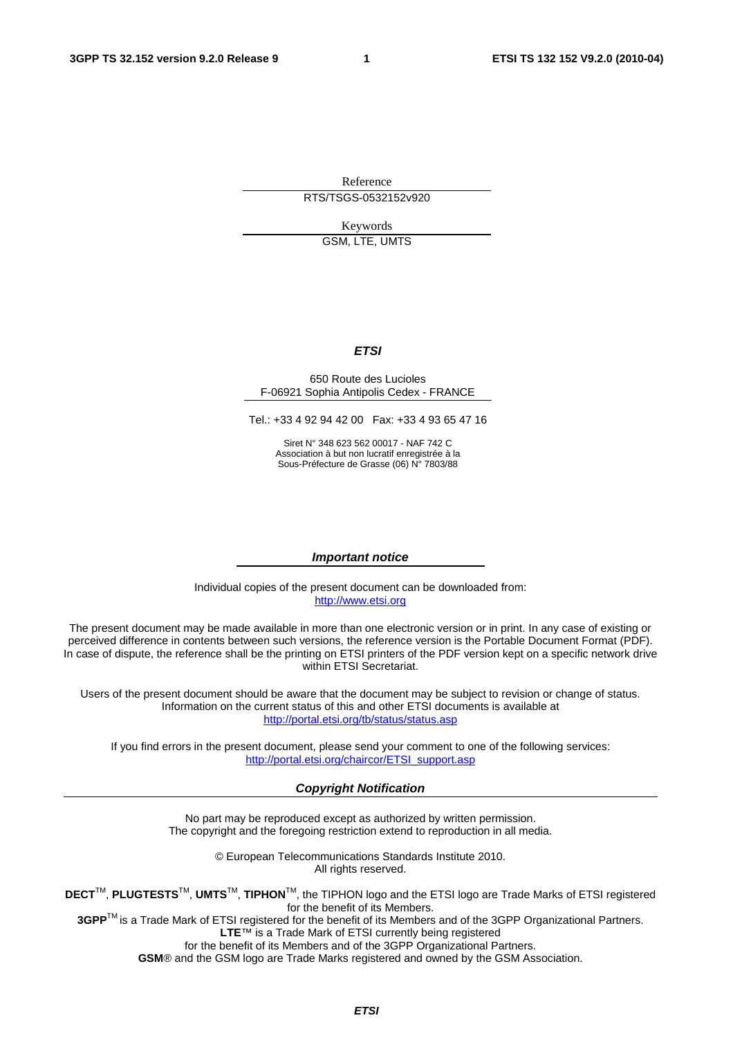Reference

RTS/TSGS-0532152v920

Keywords

GSM, LTE, UMTS

***ETSI***

650 Route des Lucioles
F-06921 Sophia Antipolis Cedex - FRANCE

Tel.: +33 4 92 94 42 00 Fax: +33 4 93 65 47 16

Siret N° 348 623 562 00017 - NAF 742 C
Association à but non lucratif enregistrée à la
Sous-Préfecture de Grasse (06) N° 7803/88

***Important notice***

Individual copies of the present document can be downloaded from:
http://www.etsi.org

The present document may be made available in more than one electronic version or in print. In any case of existing or perceived difference in contents between such versions, the reference version is the Portable Document Format (PDF). In case of dispute, the reference shall be the printing on ETSI printers of the PDF version kept on a specific network drive within ETSI Secretariat.

Users of the present document should be aware that the document may be subject to revision or change of status. Information on the current status of this and other ETSI documents is available at
http://portal.etsi.org/tb/status/status.asp

If you find errors in the present document, please send your comment to one of the following services:
http://portal.etsi.org/chaircor/ETSI_support.asp

***Copyright Notification***

No part may be reproduced except as authorized by written permission.
The copyright and the foregoing restriction extend to reproduction in all media.

© European Telecommunications Standards Institute 2010.
All rights reserved.

**DECT**™, **PLUGTESTS**™, **UMTS**™, **TIPHON**™, the TIPHON logo and the ETSI logo are Trade Marks of ETSI registered for the benefit of its Members.
**3GPP**™ is a Trade Mark of ETSI registered for the benefit of its Members and of the 3GPP Organizational Partners.
**LTE**™ is a Trade Mark of ETSI currently being registered
for the benefit of its Members and of the 3GPP Organizational Partners.
**GSM**® and the GSM logo are Trade Marks registered and owned by the GSM Association.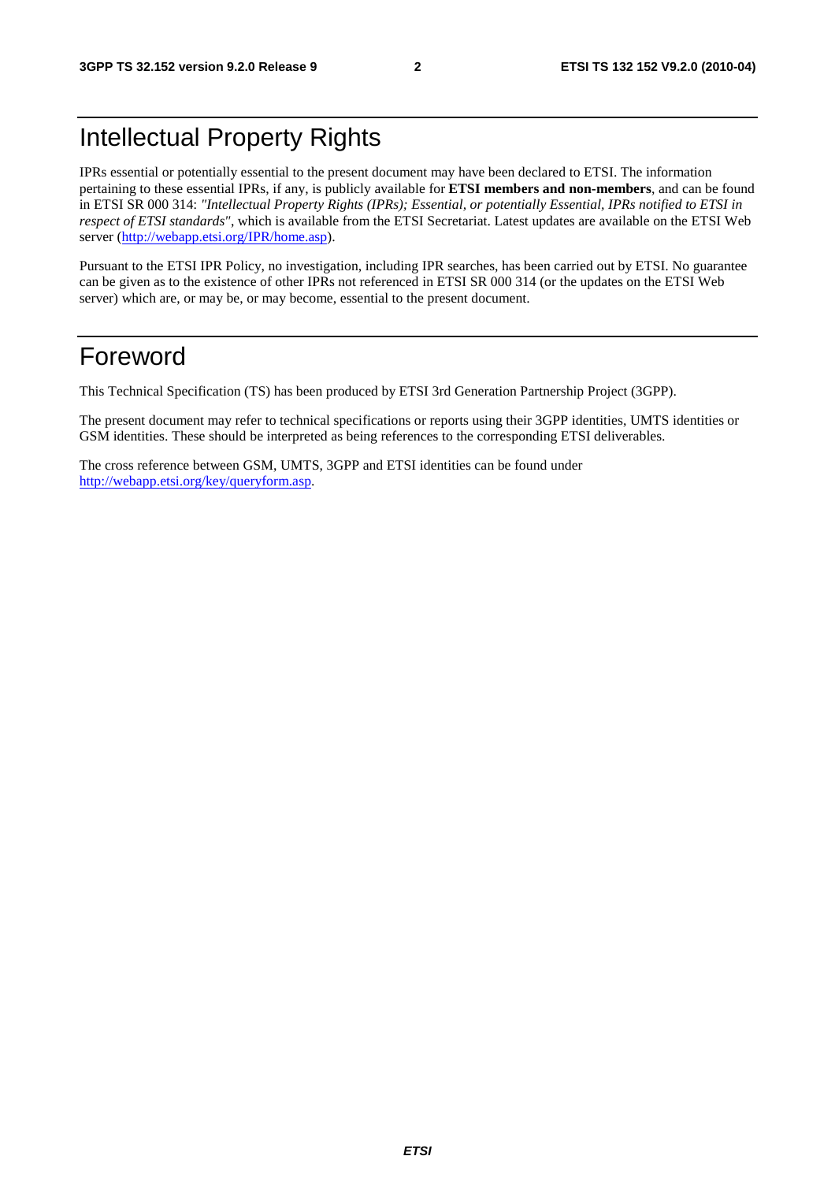# Intellectual Property Rights

IPRs essential or potentially essential to the present document may have been declared to ETSI. The information pertaining to these essential IPRs, if any, is publicly available for **ETSI members and non-members**, and can be found in ETSI SR 000 314: *"Intellectual Property Rights (IPRs); Essential, or potentially Essential, IPRs notified to ETSI in respect of ETSI standards"*, which is available from the ETSI Secretariat. Latest updates are available on the ETSI Web server (http://webapp.etsi.org/IPR/home.asp).

Pursuant to the ETSI IPR Policy, no investigation, including IPR searches, has been carried out by ETSI. No guarantee can be given as to the existence of other IPRs not referenced in ETSI SR 000 314 (or the updates on the ETSI Web server) which are, or may be, or may become, essential to the present document.

# Foreword

This Technical Specification (TS) has been produced by ETSI 3rd Generation Partnership Project (3GPP).

The present document may refer to technical specifications or reports using their 3GPP identities, UMTS identities or GSM identities. These should be interpreted as being references to the corresponding ETSI deliverables.

The cross reference between GSM, UMTS, 3GPP and ETSI identities can be found under http://webapp.etsi.org/key/queryform.asp.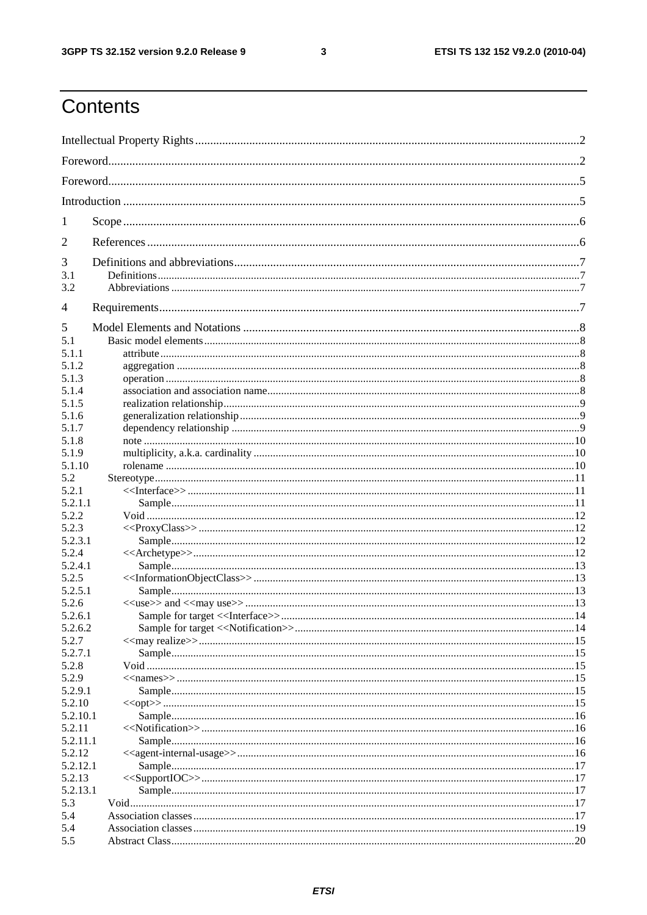# Contents

Intellectual Property Rights ............................................................................................................................2

Foreword...........................................................................................................................................................2

Foreword...........................................................................................................................................................5

Introduction ......................................................................................................................................................5

1 Scope ......................................................................................................................................................6

2 References ..............................................................................................................................................6

3 Definitions and abbreviations..................................................................................................................7
3.1 Definitions.........................................................................................................................................7
3.2 Abbreviations ....................................................................................................................................7

4 Requirements..........................................................................................................................................7

5 Model Elements and Notations ...............................................................................................................8
5.1 Basic model elements........................................................................................................................8
5.1.1 attribute........................................................................................................................................8
5.1.2 aggregation ..................................................................................................................................8
5.1.3 operation ......................................................................................................................................8
5.1.4 association and association name.................................................................................................8
5.1.5 realization relationship..................................................................................................................9
5.1.6 generalization relationship............................................................................................................9
5.1.7 dependency relationship ...............................................................................................................9
5.1.8 note .............................................................................................................................................10
5.1.9 multiplicity, a.k.a. cardinality ......................................................................................................10
5.1.10 rolename ....................................................................................................................................10
5.2 Stereotype.......................................................................................................................................11
5.2.1 <<Interface>> ............................................................................................................................11
5.2.1.1 Sample.................................................................................................................................11
5.2.2 Void ...........................................................................................................................................12
5.2.3 <<ProxyClass>> ........................................................................................................................12
5.2.3.1 Sample.................................................................................................................................12
5.2.4 <<Archetype>>..........................................................................................................................12
5.2.4.1 Sample.................................................................................................................................13
5.2.5 <<InformationObjectClass>> .....................................................................................................13
5.2.5.1 Sample.................................................................................................................................13
5.2.6 <<use>> and <<may use>> ........................................................................................................13
5.2.6.1 Sample for target <<Interface>>..........................................................................................14
5.2.6.2 Sample for target <<Notification>>......................................................................................14
5.2.7 <<may realize>>........................................................................................................................15
5.2.7.1 Sample.................................................................................................................................15
5.2.8 Void ...........................................................................................................................................15
5.2.9 <<names>> ...............................................................................................................................15
5.2.9.1 Sample.................................................................................................................................15
5.2.10 <<opt>> ....................................................................................................................................15
5.2.10.1 Sample.................................................................................................................................16
5.2.11 <<Notification>> .......................................................................................................................16
5.2.11.1 Sample.................................................................................................................................16
5.2.12 <<agent-internal-usage>>..........................................................................................................16
5.2.12.1 Sample.................................................................................................................................17
5.2.13 <<SupportIOC>>.......................................................................................................................17
5.2.13.1 Sample.................................................................................................................................17
5.3 Void.................................................................................................................................................17
5.4 Association classes..........................................................................................................................17
5.4 Association classes..........................................................................................................................19
5.5 Abstract Class..................................................................................................................................20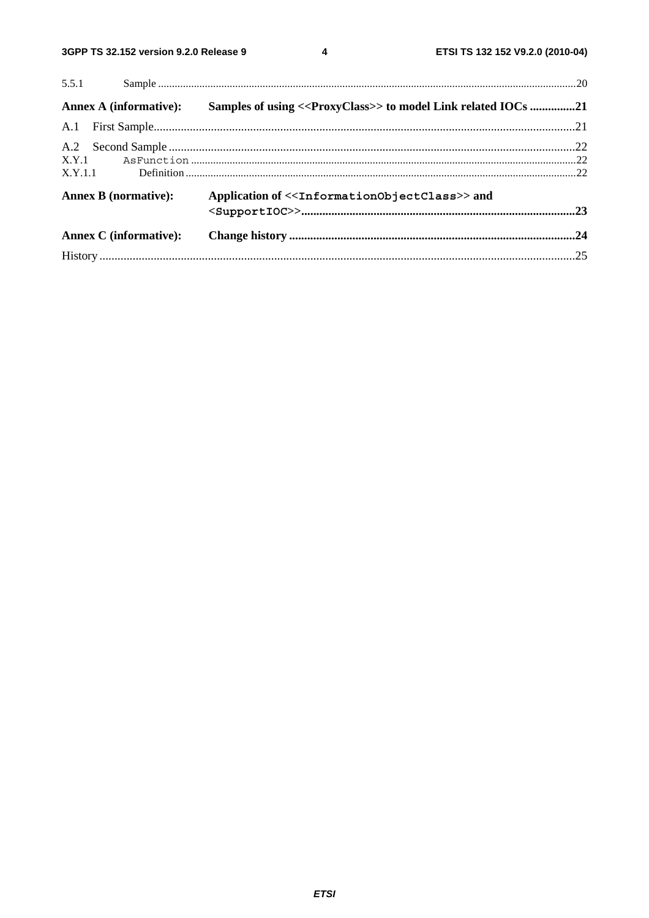5.5.1 Sample ....................................................................................................................................................20

**Annex A (informative): Samples of using <<ProxyClass>> to model Link related IOCs ...............21**

A.1 First Sample...........................................................................................................................................21

A.2 Second Sample ......................................................................................................................................22

X.Y.1 AsFunction .......................................................................................................................................22

X.Y.1.1 Definition .......................................................................................................................................22

**Annex B (normative): Application of <<InformationObjectClass>> and <SupportIOC>>........................................................................................23**

**Annex C (informative): Change history ..............................................................................................24**

History ............................................................................................................................................................25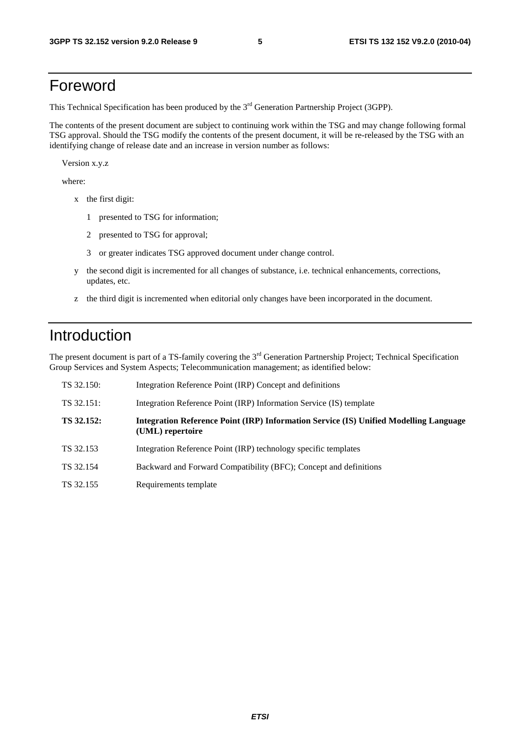# Foreword

This Technical Specification has been produced by the 3rd Generation Partnership Project (3GPP).

The contents of the present document are subject to continuing work within the TSG and may change following formal TSG approval. Should the TSG modify the contents of the present document, it will be re-released by the TSG with an identifying change of release date and an increase in version number as follows:

Version x.y.z

where:

- x the first digit:
  - 1 presented to TSG for information;
  - 2 presented to TSG for approval;
  - 3 or greater indicates TSG approved document under change control.
- y the second digit is incremented for all changes of substance, i.e. technical enhancements, corrections, updates, etc.
- z the third digit is incremented when editorial only changes have been incorporated in the document.

# Introduction

The present document is part of a TS-family covering the 3rd Generation Partnership Project; Technical Specification Group Services and System Aspects; Telecommunication management; as identified below:

| | |
|---|---|
| TS 32.150: | Integration Reference Point (IRP) Concept and definitions |
| TS 32.151: | Integration Reference Point (IRP) Information Service (IS) template |
| **TS 32.152:** | **Integration Reference Point (IRP) Information Service (IS) Unified Modelling Language (UML) repertoire** |
| TS 32.153 | Integration Reference Point (IRP) technology specific templates |
| TS 32.154 | Backward and Forward Compatibility (BFC); Concept and definitions |
| TS 32.155 | Requirements template |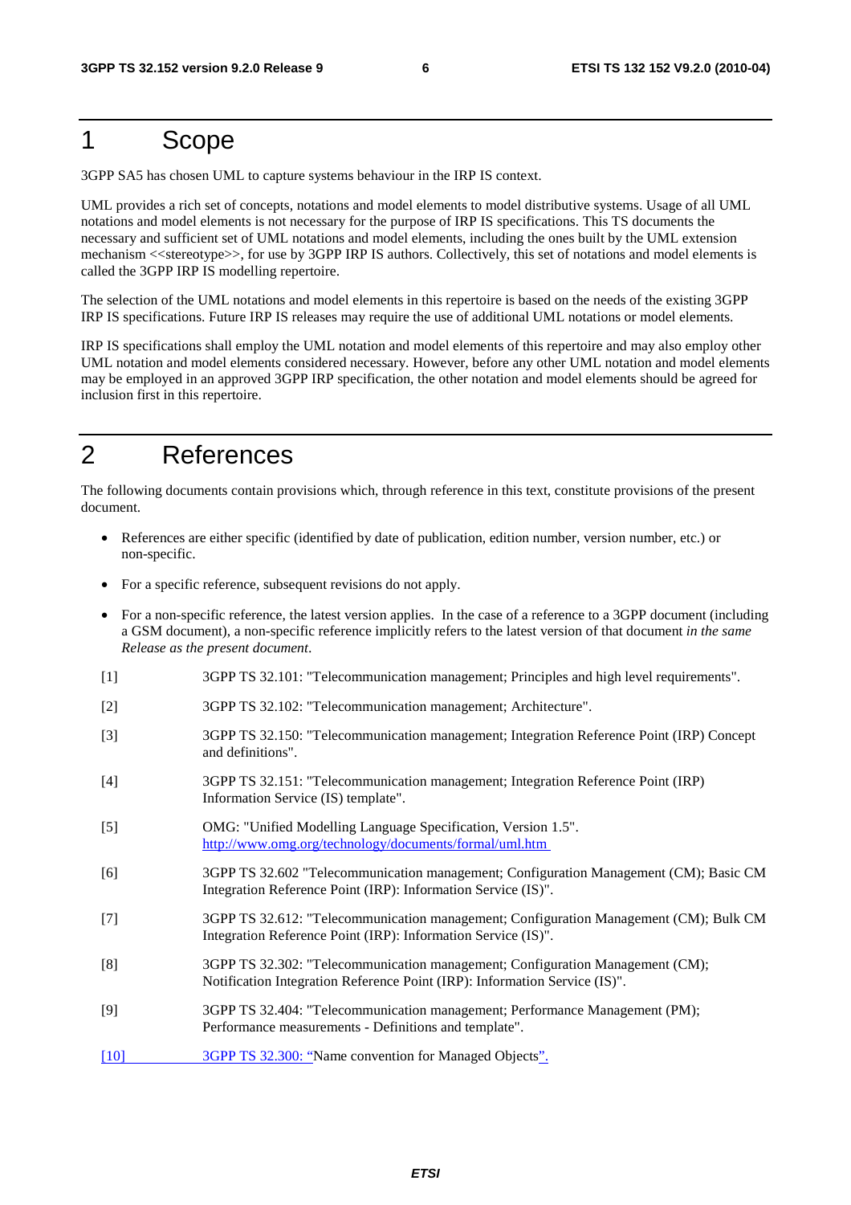# 1 Scope

3GPP SA5 has chosen UML to capture systems behaviour in the IRP IS context.

UML provides a rich set of concepts, notations and model elements to model distributive systems. Usage of all UML notations and model elements is not necessary for the purpose of IRP IS specifications. This TS documents the necessary and sufficient set of UML notations and model elements, including the ones built by the UML extension mechanism <<stereotype>>, for use by 3GPP IRP IS authors. Collectively, this set of notations and model elements is called the 3GPP IRP IS modelling repertoire.

The selection of the UML notations and model elements in this repertoire is based on the needs of the existing 3GPP IRP IS specifications. Future IRP IS releases may require the use of additional UML notations or model elements.

IRP IS specifications shall employ the UML notation and model elements of this repertoire and may also employ other UML notation and model elements considered necessary. However, before any other UML notation and model elements may be employed in an approved 3GPP IRP specification, the other notation and model elements should be agreed for inclusion first in this repertoire.

# 2 References

The following documents contain provisions which, through reference in this text, constitute provisions of the present document.

- References are either specific (identified by date of publication, edition number, version number, etc.) or non-specific.
- For a specific reference, subsequent revisions do not apply.
- For a non-specific reference, the latest version applies. In the case of a reference to a 3GPP document (including a GSM document), a non-specific reference implicitly refers to the latest version of that document *in the same Release as the present document*.

[1] 3GPP TS 32.101: "Telecommunication management; Principles and high level requirements".

[2] 3GPP TS 32.102: "Telecommunication management; Architecture".

[3] 3GPP TS 32.150: "Telecommunication management; Integration Reference Point (IRP) Concept and definitions".

[4] 3GPP TS 32.151: "Telecommunication management; Integration Reference Point (IRP) Information Service (IS) template".

[5] OMG: "Unified Modelling Language Specification, Version 1.5". http://www.omg.org/technology/documents/formal/uml.htm

[6] 3GPP TS 32.602 "Telecommunication management; Configuration Management (CM); Basic CM Integration Reference Point (IRP): Information Service (IS)".

[7] 3GPP TS 32.612: "Telecommunication management; Configuration Management (CM); Bulk CM Integration Reference Point (IRP): Information Service (IS)".

[8] 3GPP TS 32.302: "Telecommunication management; Configuration Management (CM); Notification Integration Reference Point (IRP): Information Service (IS)".

[9] 3GPP TS 32.404: "Telecommunication management; Performance Management (PM); Performance measurements - Definitions and template".

[10] 3GPP TS 32.300: "Name convention for Managed Objects".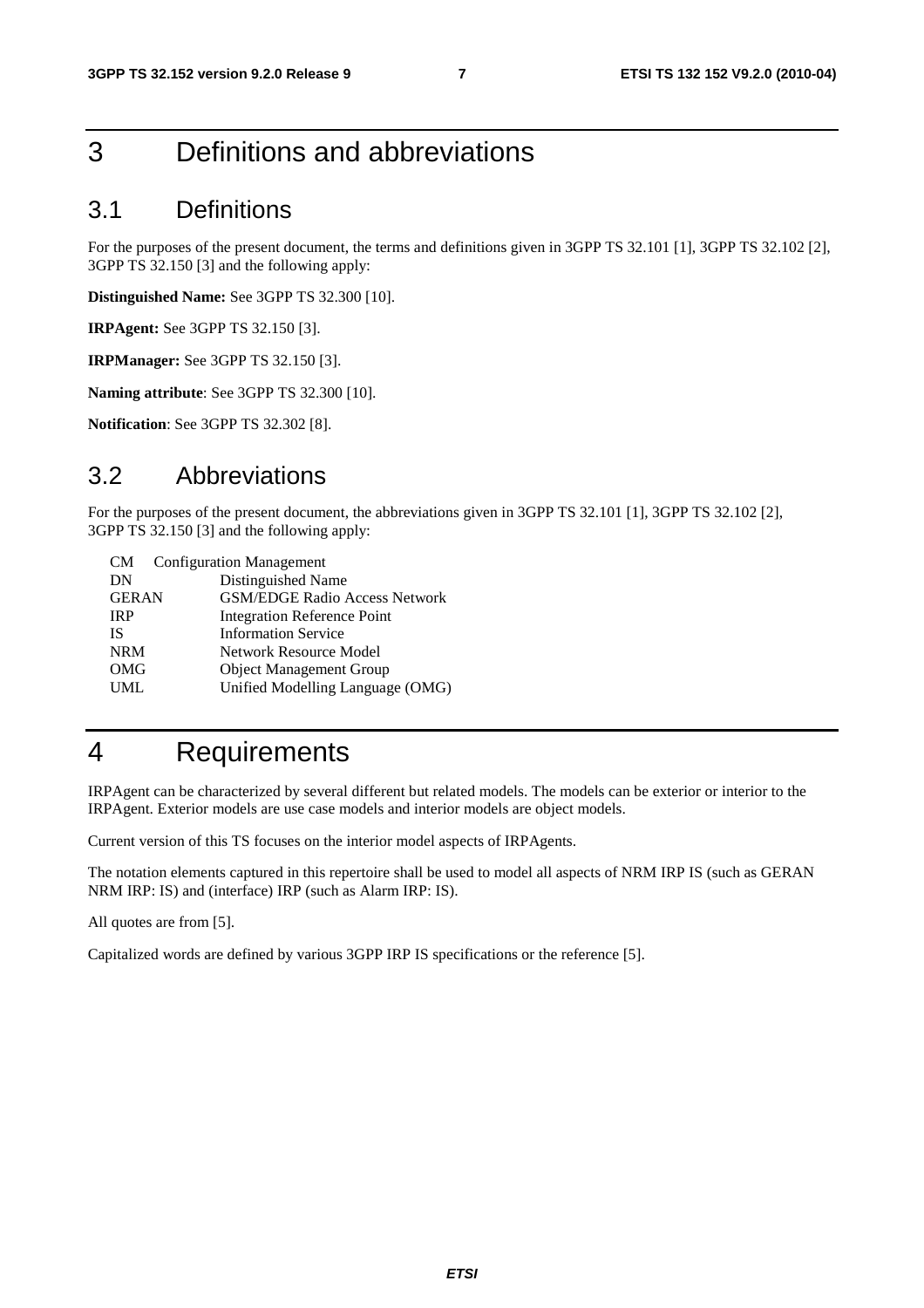# 3 Definitions and abbreviations

## 3.1 Definitions

For the purposes of the present document, the terms and definitions given in 3GPP TS 32.101 [1], 3GPP TS 32.102 [2], 3GPP TS 32.150 [3] and the following apply:

**Distinguished Name:** See 3GPP TS 32.300 [10].

**IRPAgent:** See 3GPP TS 32.150 [3].

**IRPManager:** See 3GPP TS 32.150 [3].

**Naming attribute**: See 3GPP TS 32.300 [10].

**Notification**: See 3GPP TS 32.302 [8].

## 3.2 Abbreviations

For the purposes of the present document, the abbreviations given in 3GPP TS 32.101 [1], 3GPP TS 32.102 [2], 3GPP TS 32.150 [3] and the following apply:

CM	Configuration Management
DN	Distinguished Name
GERAN	GSM/EDGE Radio Access Network
IRP	Integration Reference Point
IS	Information Service
NRM	Network Resource Model
OMG	Object Management Group
UML	Unified Modelling Language (OMG)

# 4 Requirements

IRPAgent can be characterized by several different but related models. The models can be exterior or interior to the IRPAgent. Exterior models are use case models and interior models are object models.

Current version of this TS focuses on the interior model aspects of IRPAgents.

The notation elements captured in this repertoire shall be used to model all aspects of NRM IRP IS (such as GERAN NRM IRP: IS) and (interface) IRP (such as Alarm IRP: IS).

All quotes are from [5].

Capitalized words are defined by various 3GPP IRP IS specifications or the reference [5].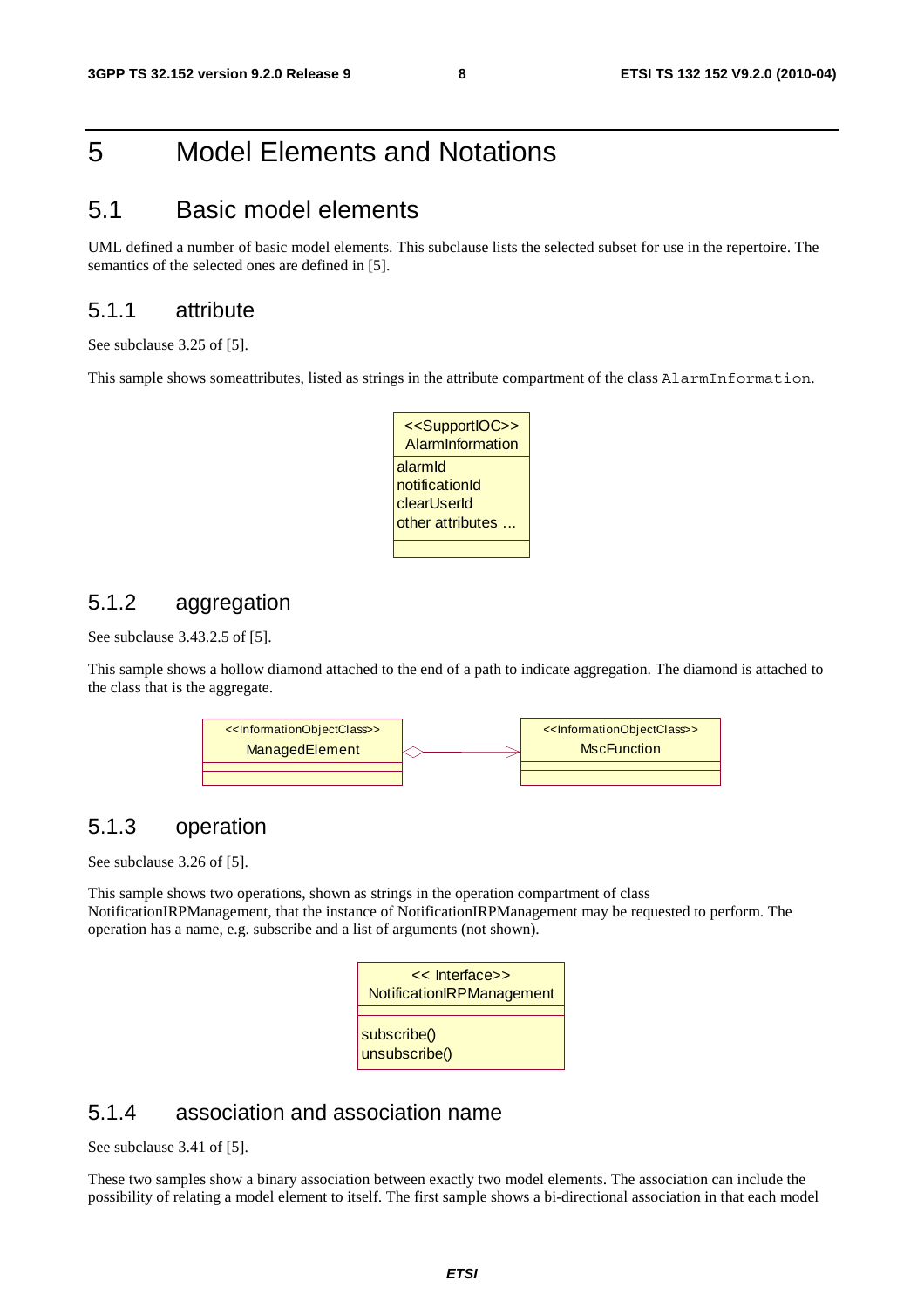# 5 Model Elements and Notations

## 5.1 Basic model elements

UML defined a number of basic model elements. This subclause lists the selected subset for use in the repertoire. The semantics of the selected ones are defined in [5].

### 5.1.1 attribute

See subclause 3.25 of [5].

This sample shows someattributes, listed as strings in the attribute compartment of the class `AlarmInformation`.

```
<<SupportIOC>>
AlarmInformation
----------------
alarmId
notificationId
clearUserId
other attributes ...
----------------
```

### 5.1.2 aggregation

See subclause 3.43.2.5 of [5].

This sample shows a hollow diamond attached to the end of a path to indicate aggregation. The diamond is attached to the class that is the aggregate.

```
<<InformationObjectClass>>                  <<InformationObjectClass>>
ManagedElement             <>------------>  MscFunction
```

### 5.1.3 operation

See subclause 3.26 of [5].

This sample shows two operations, shown as strings in the operation compartment of class NotificationIRPManagement, that the instance of NotificationIRPManagement may be requested to perform. The operation has a name, e.g. subscribe and a list of arguments (not shown).

```
<< Interface>>
NotificationIRPManagement
-------------------------
-------------------------
subscribe()
unsubscribe()
```

### 5.1.4 association and association name

See subclause 3.41 of [5].

These two samples show a binary association between exactly two model elements. The association can include the possibility of relating a model element to itself. The first sample shows a bi-directional association in that each model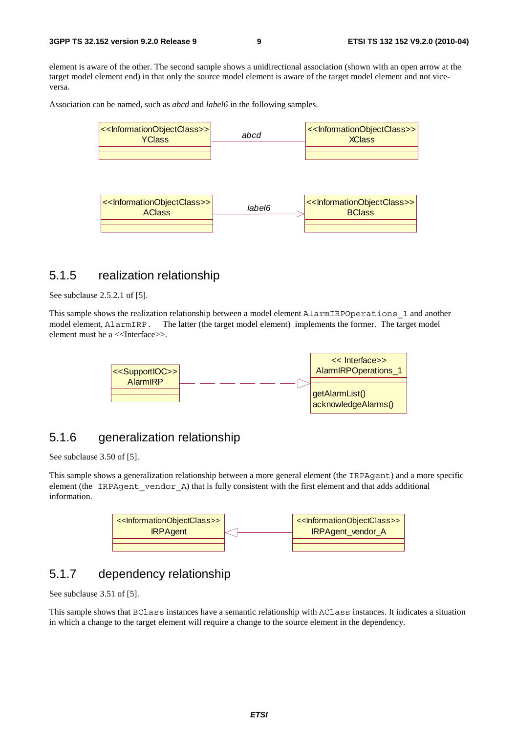element is aware of the other. The second sample shows a unidirectional association (shown with an open arrow at the target model element end) in that only the source model element is aware of the target model element and not vice-versa.

Association can be named, such as *abcd* and *label6* in the following samples.

<<InformationObjectClass>> YClass — *abcd* — <<InformationObjectClass>> XClass

<<InformationObjectClass>> AClass — *label6* → <<InformationObjectClass>> BClass

## 5.1.5 realization relationship

See subclause 2.5.2.1 of [5].

This sample shows the realization relationship between a model element `AlarmIRPOperations_1` and another model element, `AlarmIRP.` The latter (the target model element) implements the former. The target model element must be a <<Interface>>.

<<SupportIOC>> AlarmIRP - - - - ▷ << Interface>> AlarmIRPOperations_1

getAlarmList()
acknowledgeAlarms()

## 5.1.6 generalization relationship

See subclause 3.50 of [5].

This sample shows a generalization relationship between a more general element (the `IRPAgent`) and a more specific element (the `IRPAgent_vendor_A`) that is fully consistent with the first element and that adds additional information.

<<InformationObjectClass>> IRPAgent ◁—— <<InformationObjectClass>> IRPAgent_vendor_A

## 5.1.7 dependency relationship

See subclause 3.51 of [5].

This sample shows that `BClass` instances have a semantic relationship with `AClass` instances. It indicates a situation in which a change to the target element will require a change to the source element in the dependency.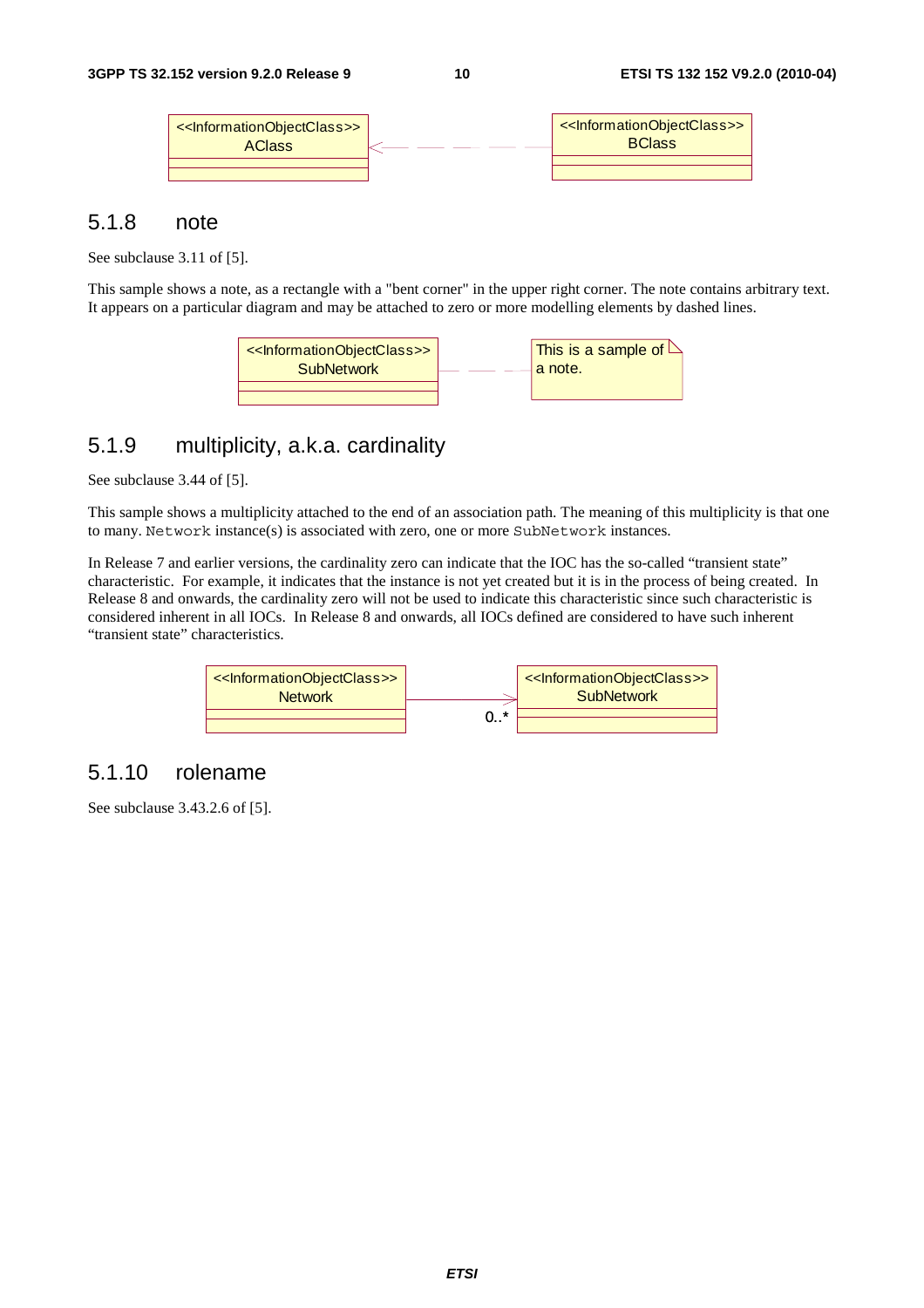<<InformationObjectClass>>
AClass

<<InformationObjectClass>>
BClass

### 5.1.8 note

See subclause 3.11 of [5].

This sample shows a note, as a rectangle with a "bent corner" in the upper right corner. The note contains arbitrary text. It appears on a particular diagram and may be attached to zero or more modelling elements by dashed lines.

<<InformationObjectClass>>
SubNetwork

This is a sample of a note.

### 5.1.9 multiplicity, a.k.a. cardinality

See subclause 3.44 of [5].

This sample shows a multiplicity attached to the end of an association path. The meaning of this multiplicity is that one to many. `Network` instance(s) is associated with zero, one or more `SubNetwork` instances.

In Release 7 and earlier versions, the cardinality zero can indicate that the IOC has the so-called "transient state" characteristic. For example, it indicates that the instance is not yet created but it is in the process of being created. In Release 8 and onwards, the cardinality zero will not be used to indicate this characteristic since such characteristic is considered inherent in all IOCs. In Release 8 and onwards, all IOCs defined are considered to have such inherent "transient state" characteristics.

<<InformationObjectClass>>
Network

<<InformationObjectClass>>
SubNetwork

0..*

### 5.1.10 rolename

See subclause 3.43.2.6 of [5].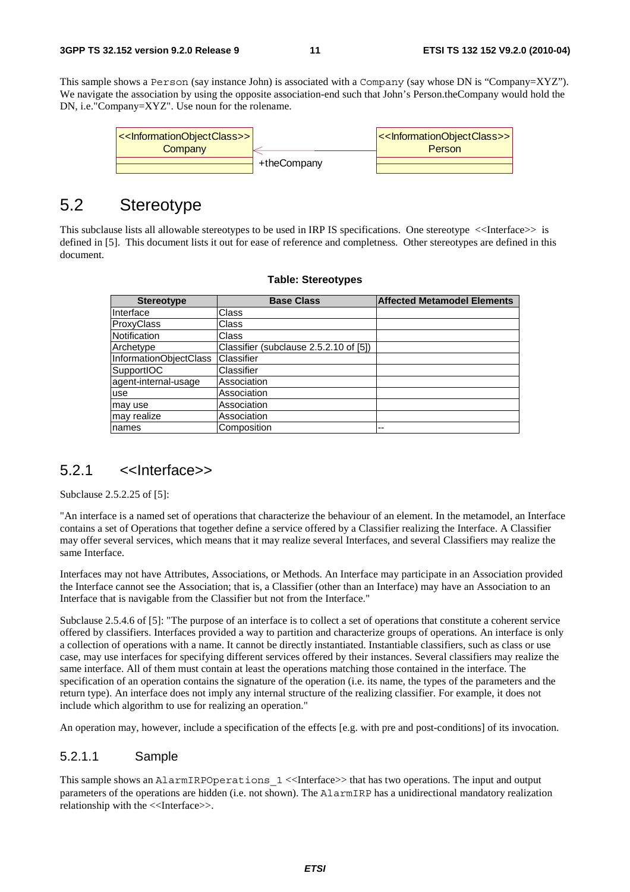This sample shows a Person (say instance John) is associated with a Company (say whose DN is "Company=XYZ"). We navigate the association by using the opposite association-end such that John's Person.theCompany would hold the DN, i.e."Company=XYZ". Use noun for the rolename.

| <<InformationObjectClass>> Company | +theCompany | <<InformationObjectClass>> Person |
|---|---|---|

## 5.2 Stereotype

This subclause lists all allowable stereotypes to be used in IRP IS specifications. One stereotype <<Interface>> is defined in [5]. This document lists it out for ease of reference and completness. Other stereotypes are defined in this document.

**Table: Stereotypes**

| Stereotype | Base Class | Affected Metamodel Elements |
|---|---|---|
| Interface | Class | |
| ProxyClass | Class | |
| Notification | Class | |
| Archetype | Classifier (subclause 2.5.2.10 of [5]) | |
| InformationObjectClass | Classifier | |
| SupportIOC | Classifier | |
| agent-internal-usage | Association | |
| use | Association | |
| may use | Association | |
| may realize | Association | |
| names | Composition | -- |

### 5.2.1 <<Interface>>

Subclause 2.5.2.25 of [5]:

"An interface is a named set of operations that characterize the behaviour of an element. In the metamodel, an Interface contains a set of Operations that together define a service offered by a Classifier realizing the Interface. A Classifier may offer several services, which means that it may realize several Interfaces, and several Classifiers may realize the same Interface.

Interfaces may not have Attributes, Associations, or Methods. An Interface may participate in an Association provided the Interface cannot see the Association; that is, a Classifier (other than an Interface) may have an Association to an Interface that is navigable from the Classifier but not from the Interface."

Subclause 2.5.4.6 of [5]: "The purpose of an interface is to collect a set of operations that constitute a coherent service offered by classifiers. Interfaces provided a way to partition and characterize groups of operations. An interface is only a collection of operations with a name. It cannot be directly instantiated. Instantiable classifiers, such as class or use case, may use interfaces for specifying different services offered by their instances. Several classifiers may realize the same interface. All of them must contain at least the operations matching those contained in the interface. The specification of an operation contains the signature of the operation (i.e. its name, the types of the parameters and the return type). An interface does not imply any internal structure of the realizing classifier. For example, it does not include which algorithm to use for realizing an operation."

An operation may, however, include a specification of the effects [e.g. with pre and post-conditions] of its invocation.

#### 5.2.1.1 Sample

This sample shows an AlarmIRPOperations_1 <<Interface>> that has two operations. The input and output parameters of the operations are hidden (i.e. not shown). The AlarmIRP has a unidirectional mandatory realization relationship with the <<Interface>>.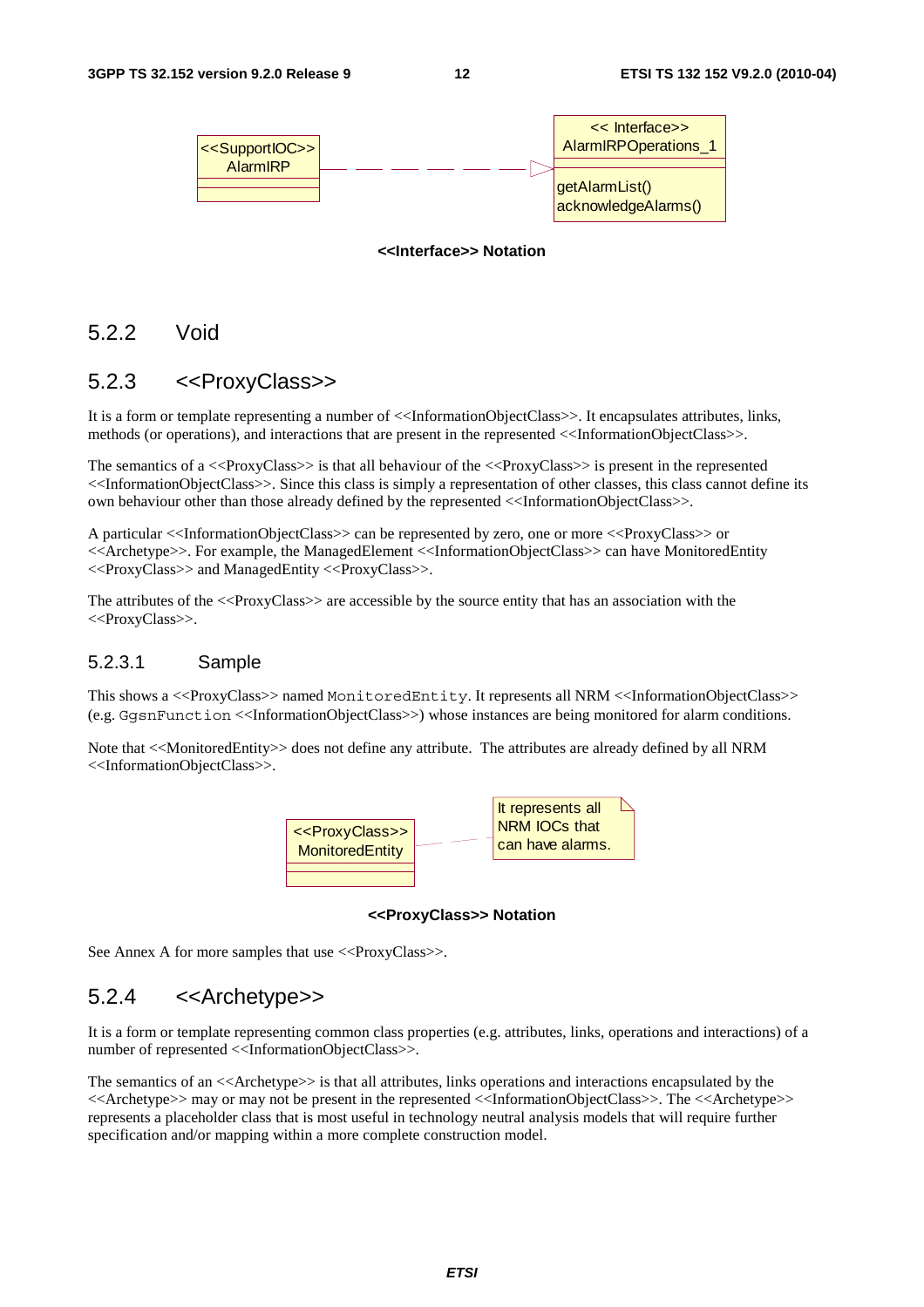<<SupportIOC>> AlarmIRP

<< Interface>> AlarmIRPOperations_1

getAlarmList()
acknowledgeAlarms()

**<<Interface>> Notation**

## 5.2.2 Void

## 5.2.3 <<ProxyClass>>

It is a form or template representing a number of <<InformationObjectClass>>. It encapsulates attributes, links, methods (or operations), and interactions that are present in the represented <<InformationObjectClass>>.

The semantics of a <<ProxyClass>> is that all behaviour of the <<ProxyClass>> is present in the represented <<InformationObjectClass>>. Since this class is simply a representation of other classes, this class cannot define its own behaviour other than those already defined by the represented <<InformationObjectClass>>.

A particular <<InformationObjectClass>> can be represented by zero, one or more <<ProxyClass>> or <<Archetype>>. For example, the ManagedElement <<InformationObjectClass>> can have MonitoredEntity <<ProxyClass>> and ManagedEntity <<ProxyClass>>.

The attributes of the <<ProxyClass>> are accessible by the source entity that has an association with the <<ProxyClass>>.

### 5.2.3.1 Sample

This shows a <<ProxyClass>> named `MonitoredEntity`. It represents all NRM <<InformationObjectClass>> (e.g. `GgsnFunction` <<InformationObjectClass>>) whose instances are being monitored for alarm conditions.

Note that <<MonitoredEntity>> does not define any attribute. The attributes are already defined by all NRM <<InformationObjectClass>>.

<<ProxyClass>> MonitoredEntity

It represents all NRM IOCs that can have alarms.

**<<ProxyClass>> Notation**

See Annex A for more samples that use <<ProxyClass>>.

## 5.2.4 <<Archetype>>

It is a form or template representing common class properties (e.g. attributes, links, operations and interactions) of a number of represented <<InformationObjectClass>>.

The semantics of an <<Archetype>> is that all attributes, links operations and interactions encapsulated by the <<Archetype>> may or may not be present in the represented <<InformationObjectClass>>. The <<Archetype>> represents a placeholder class that is most useful in technology neutral analysis models that will require further specification and/or mapping within a more complete construction model.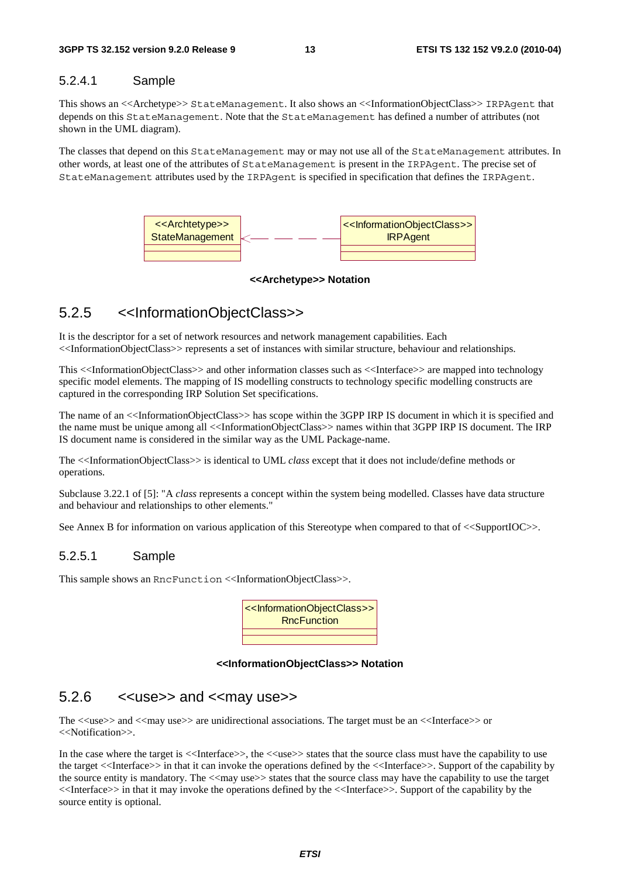#### 5.2.4.1 Sample

This shows an <<Archetype>> StateManagement. It also shows an <<InformationObjectClass>> IRPAgent that depends on this StateManagement. Note that the StateManagement has defined a number of attributes (not shown in the UML diagram).

The classes that depend on this StateManagement may or may not use all of the StateManagement attributes. In other words, at least one of the attributes of StateManagement is present in the IRPAgent. The precise set of StateManagement attributes used by the IRPAgent is specified in specification that defines the IRPAgent.

**<<Archetype>> Notation**

### 5.2.5 <<InformationObjectClass>>

It is the descriptor for a set of network resources and network management capabilities. Each <<InformationObjectClass>> represents a set of instances with similar structure, behaviour and relationships.

This <<InformationObjectClass>> and other information classes such as <<Interface>> are mapped into technology specific model elements. The mapping of IS modelling constructs to technology specific modelling constructs are captured in the corresponding IRP Solution Set specifications.

The name of an <<InformationObjectClass>> has scope within the 3GPP IRP IS document in which it is specified and the name must be unique among all <<InformationObjectClass>> names within that 3GPP IRP IS document. The IRP IS document name is considered in the similar way as the UML Package-name.

The <<InformationObjectClass>> is identical to UML *class* except that it does not include/define methods or operations.

Subclause 3.22.1 of [5]: "A *class* represents a concept within the system being modelled. Classes have data structure and behaviour and relationships to other elements."

See Annex B for information on various application of this Stereotype when compared to that of <<SupportIOC>>.

#### 5.2.5.1 Sample

This sample shows an RncFunction <<InformationObjectClass>>.

**<<InformationObjectClass>> Notation**

### 5.2.6 <<use>> and <<may use>>

The <<use>> and <<may use>> are unidirectional associations. The target must be an <<Interface>> or <<Notification>>.

In the case where the target is <<Interface>>, the <<use>> states that the source class must have the capability to use the target <<Interface>> in that it can invoke the operations defined by the <<Interface>>. Support of the capability by the source entity is mandatory. The <<may use>> states that the source class may have the capability to use the target <<Interface>> in that it may invoke the operations defined by the <<Interface>>. Support of the capability by the source entity is optional.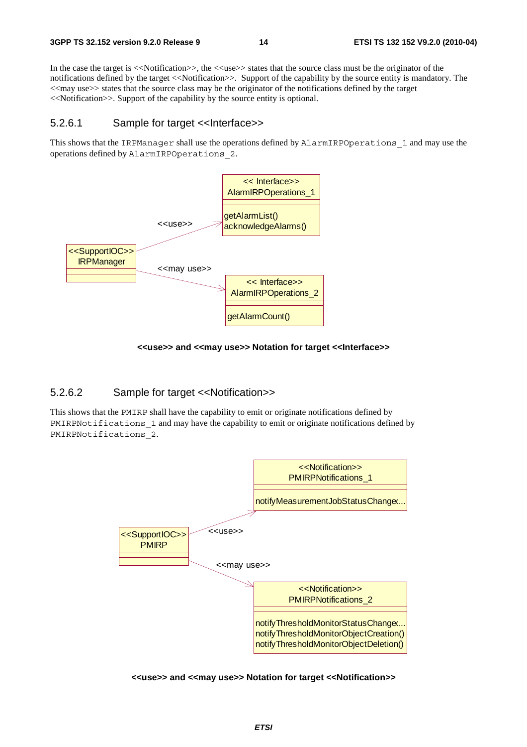In the case the target is <<Notification>>, the <<use>> states that the source class must be the originator of the notifications defined by the target <<Notification>>. Support of the capability by the source entity is mandatory. The <<may use>> states that the source class may be the originator of the notifications defined by the target <<Notification>>. Support of the capability by the source entity is optional.

### 5.2.6.1 Sample for target <<Interface>>

This shows that the `IRPManager` shall use the operations defined by `AlarmIRPOperations_1` and may use the operations defined by `AlarmIRPOperations_2`.

**<<use>> and <<may use>> Notation for target <<Interface>>**

### 5.2.6.2 Sample for target <<Notification>>

This shows that the `PMIRP` shall have the capability to emit or originate notifications defined by `PMIRPNotifications_1` and may have the capability to emit or originate notifications defined by `PMIRPNotifications_2`.

**<<use>> and <<may use>> Notation for target <<Notification>>**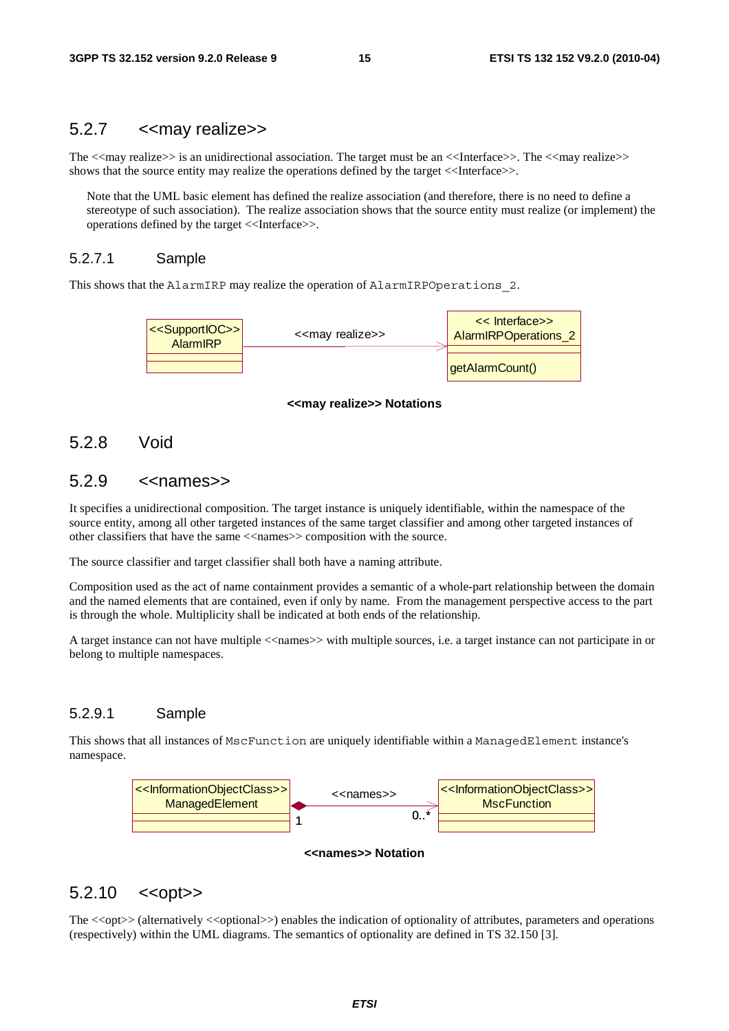## 5.2.7 <<may realize>>

The <<may realize>> is an unidirectional association. The target must be an <<Interface>>. The <<may realize>> shows that the source entity may realize the operations defined by the target <<Interface>>.

Note that the UML basic element has defined the realize association (and therefore, there is no need to define a stereotype of such association). The realize association shows that the source entity must realize (or implement) the operations defined by the target <<Interface>>.

### 5.2.7.1 Sample

This shows that the `AlarmIRP` may realize the operation of `AlarmIRPOperations_2`.

**<<may realize>> Notations**

## 5.2.8 Void

## 5.2.9 <<names>>

It specifies a unidirectional composition. The target instance is uniquely identifiable, within the namespace of the source entity, among all other targeted instances of the same target classifier and among other targeted instances of other classifiers that have the same <<names>> composition with the source.

The source classifier and target classifier shall both have a naming attribute.

Composition used as the act of name containment provides a semantic of a whole-part relationship between the domain and the named elements that are contained, even if only by name. From the management perspective access to the part is through the whole. Multiplicity shall be indicated at both ends of the relationship.

A target instance can not have multiple <<names>> with multiple sources, i.e. a target instance can not participate in or belong to multiple namespaces.

### 5.2.9.1 Sample

This shows that all instances of `MscFunction` are uniquely identifiable within a `ManagedElement` instance's namespace.

**<<names>> Notation**

## 5.2.10 <<opt>>

The <<opt>> (alternatively <<optional>>) enables the indication of optionality of attributes, parameters and operations (respectively) within the UML diagrams. The semantics of optionality are defined in TS 32.150 [3].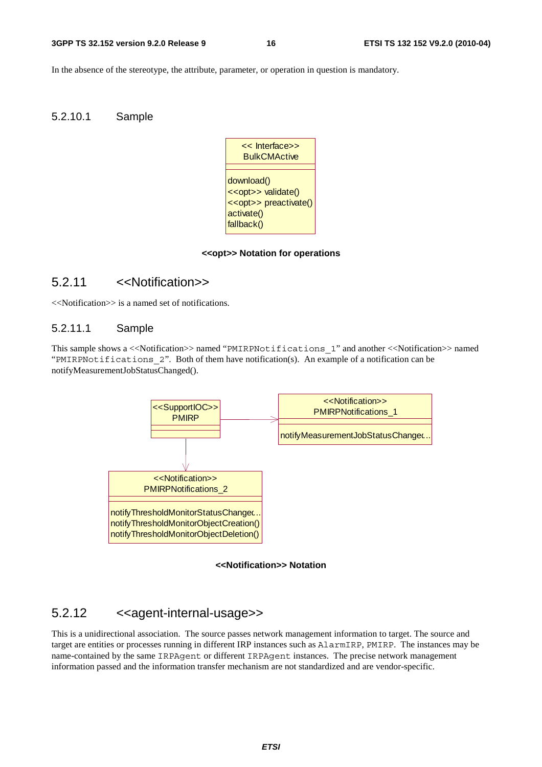In the absence of the stereotype, the attribute, parameter, or operation in question is mandatory.

#### 5.2.10.1 Sample

```
<< Interface>>
BulkCMActive
-----------------
download()
<<opt>> validate()
<<opt>> preactivate()
activate()
fallback()
```

**<<opt>> Notation for operations**

### 5.2.11 <<Notification>>

<<Notification>> is a named set of notifications.

#### 5.2.11.1 Sample

This sample shows a <<Notification>> named "PMIRPNotifications_1" and another <<Notification>> named "PMIRPNotifications_2". Both of them have notification(s). An example of a notification can be notifyMeasurementJobStatusChanged().

```
<<SupportIOC>>           <<Notification>>
PMIRP          ------>   PMIRPNotifications_1
                         -----------------------
                         notifyMeasurementJobStatusChange...

<<Notification>>
PMIRPNotifications_2
-----------------------
notifyThresholdMonitorStatusChange...
notifyThresholdMonitorObjectCreation()
notifyThresholdMonitorObjectDeletion()
```

**<<Notification>> Notation**

### 5.2.12 <<agent-internal-usage>>

This is a unidirectional association. The source passes network management information to target. The source and target are entities or processes running in different IRP instances such as AlarmIRP, PMIRP. The instances may be name-contained by the same IRPAgent or different IRPAgent instances. The precise network management information passed and the information transfer mechanism are not standardized and are vendor-specific.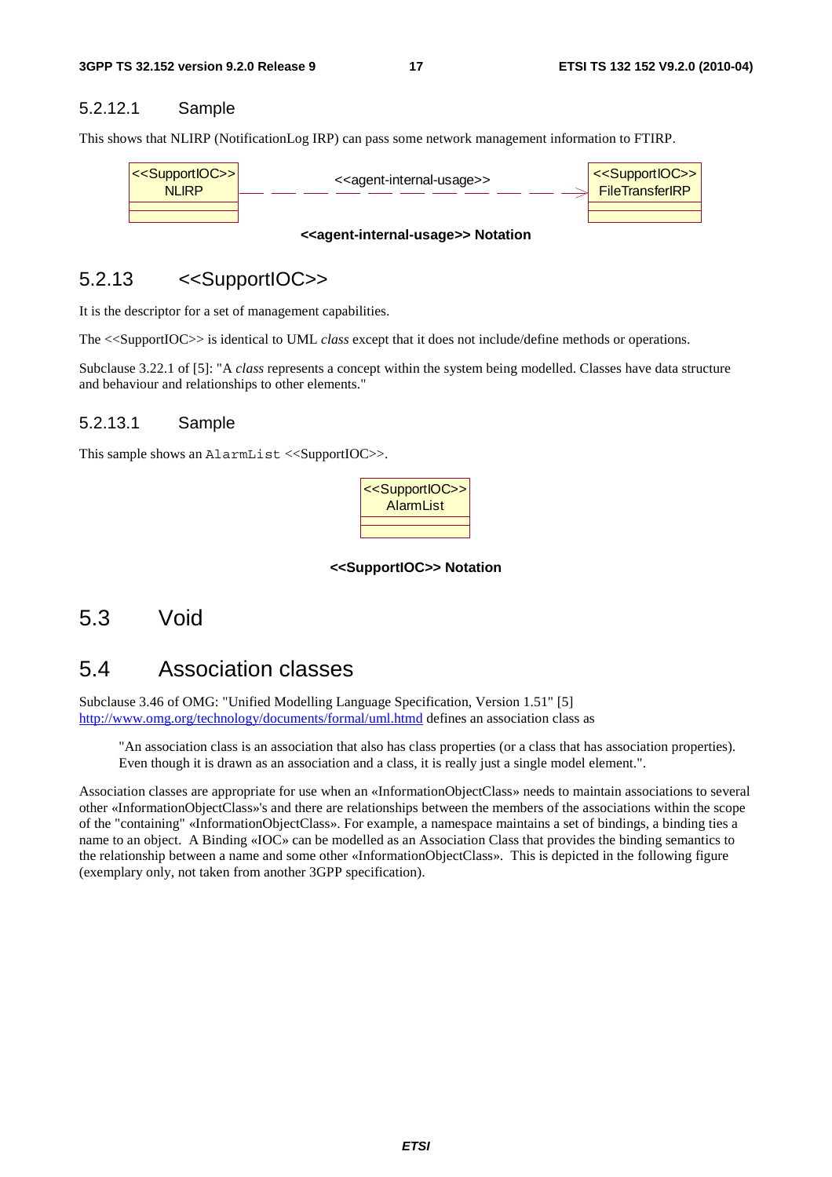#### 5.2.12.1 Sample

This shows that NLIRP (NotificationLog IRP) can pass some network management information to FTIRP.

<<SupportIOC>> NLIRP — <<agent-internal-usage>> → <<SupportIOC>> FileTransferIRP

**<<agent-internal-usage>> Notation**

### 5.2.13 <<SupportIOC>>

It is the descriptor for a set of management capabilities.

The <<SupportIOC>> is identical to UML *class* except that it does not include/define methods or operations.

Subclause 3.22.1 of [5]: "A *class* represents a concept within the system being modelled. Classes have data structure and behaviour and relationships to other elements."

#### 5.2.13.1 Sample

This sample shows an `AlarmList` <<SupportIOC>>.

<<SupportIOC>> AlarmList

**<<SupportIOC>> Notation**

## 5.3 Void

## 5.4 Association classes

Subclause 3.46 of OMG: "Unified Modelling Language Specification, Version 1.51" [5] http://www.omg.org/technology/documents/formal/uml.htmd defines an association class as

> "An association class is an association that also has class properties (or a class that has association properties). Even though it is drawn as an association and a class, it is really just a single model element.".

Association classes are appropriate for use when an «InformationObjectClass» needs to maintain associations to several other «InformationObjectClass»'s and there are relationships between the members of the associations within the scope of the "containing" «InformationObjectClass». For example, a namespace maintains a set of bindings, a binding ties a name to an object. A Binding «IOC» can be modelled as an Association Class that provides the binding semantics to the relationship between a name and some other «InformationObjectClass». This is depicted in the following figure (exemplary only, not taken from another 3GPP specification).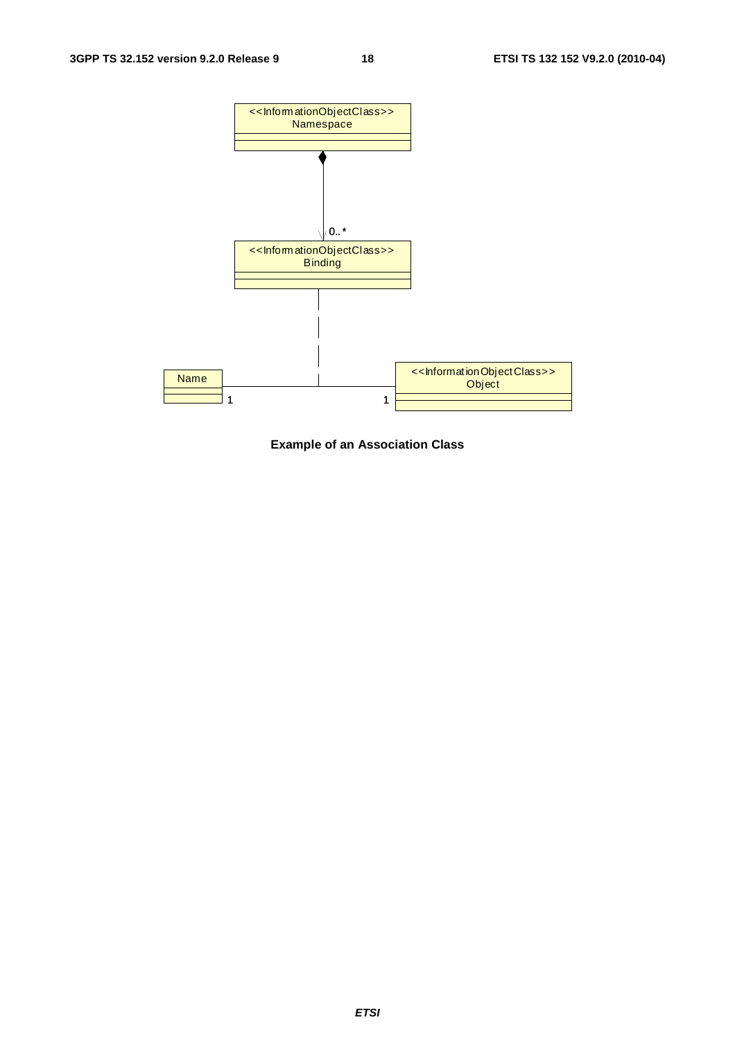**Example of an Association Class**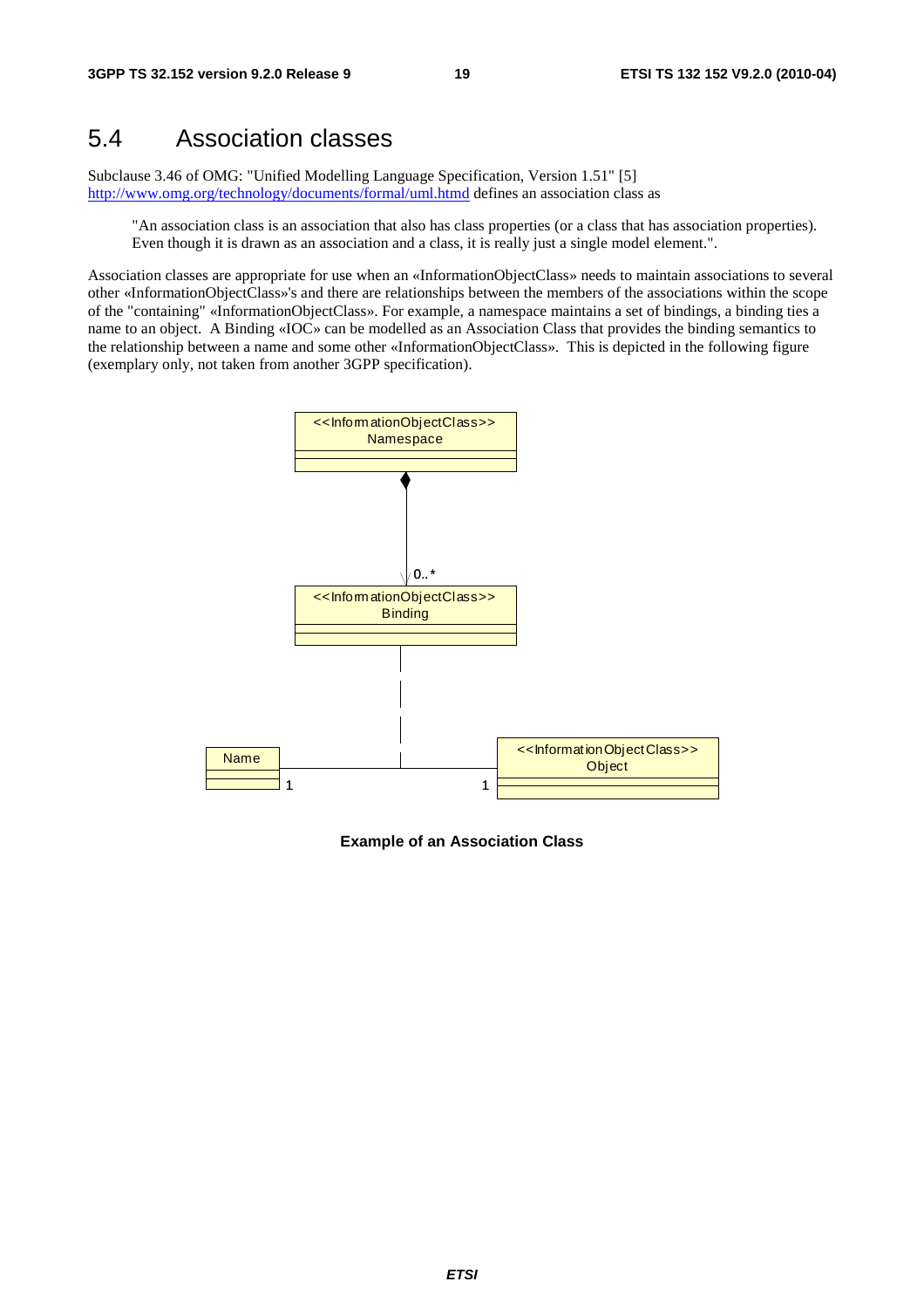## 5.4 Association classes

Subclause 3.46 of OMG: "Unified Modelling Language Specification, Version 1.51" [5] http://www.omg.org/technology/documents/formal/uml.htmd defines an association class as

> "An association class is an association that also has class properties (or a class that has association properties). Even though it is drawn as an association and a class, it is really just a single model element.".

Association classes are appropriate for use when an «InformationObjectClass» needs to maintain associations to several other «InformationObjectClass»'s and there are relationships between the members of the associations within the scope of the "containing" «InformationObjectClass». For example, a namespace maintains a set of bindings, a binding ties a name to an object. A Binding «IOC» can be modelled as an Association Class that provides the binding semantics to the relationship between a name and some other «InformationObjectClass». This is depicted in the following figure (exemplary only, not taken from another 3GPP specification).

**Example of an Association Class**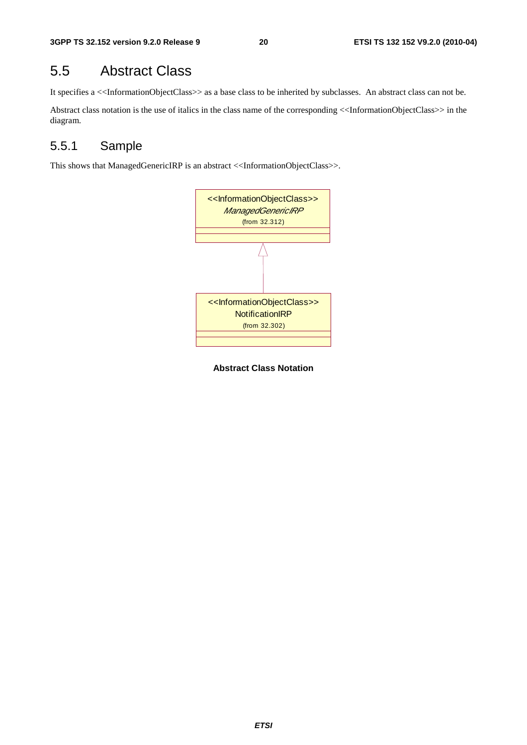# 5.5 Abstract Class

It specifies a <<InformationObjectClass>> as a base class to be inherited by subclasses. An abstract class can not be.

Abstract class notation is the use of italics in the class name of the corresponding <<InformationObjectClass>> in the diagram.

## 5.5.1 Sample

This shows that ManagedGenericIRP is an abstract <<InformationObjectClass>>.

<<InformationObjectClass>>
*ManagedGenericIRP*
(from 32.312)

<<InformationObjectClass>>
NotificationIRP
(from 32.302)

**Abstract Class Notation**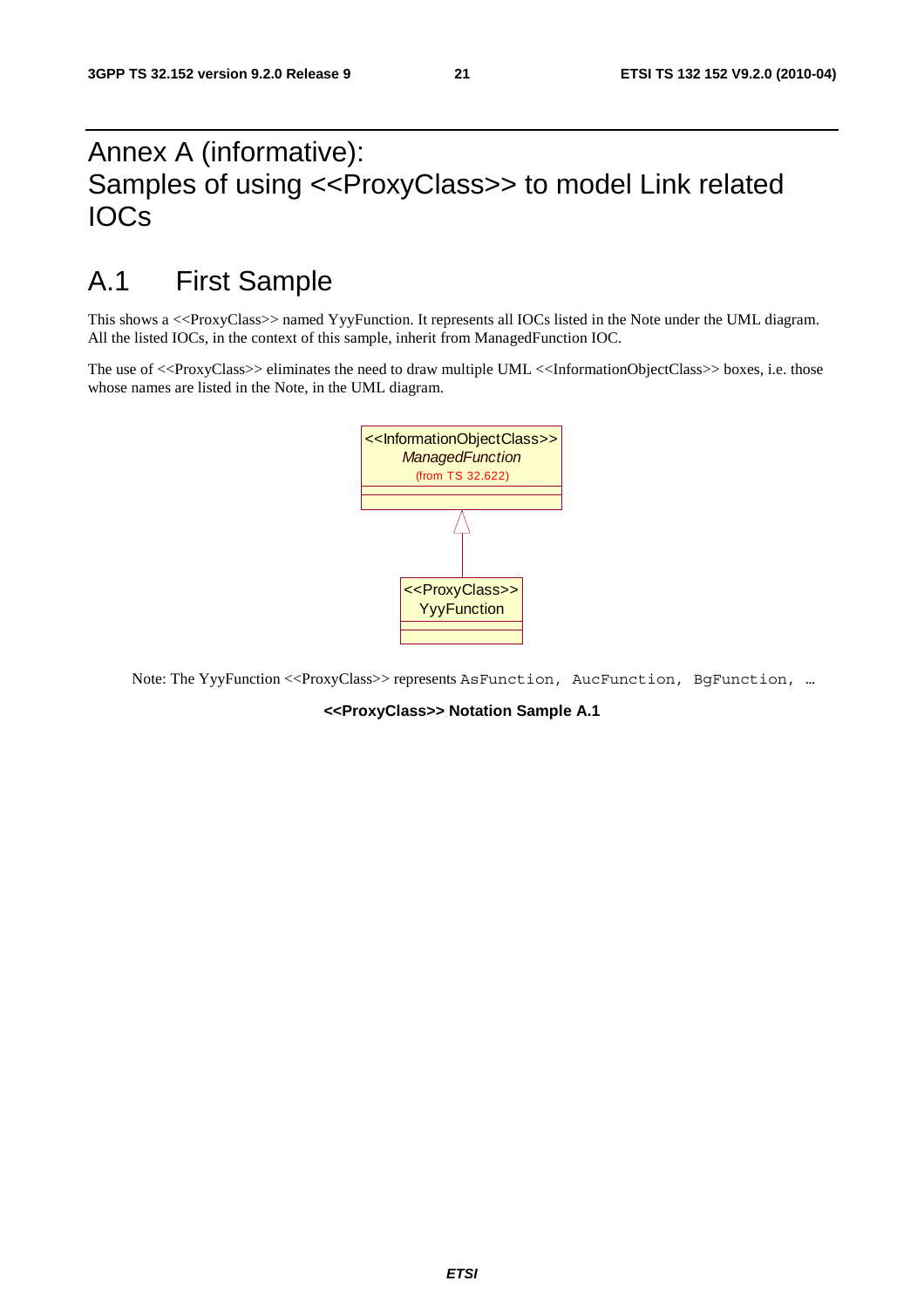# Annex A (informative): Samples of using <<ProxyClass>> to model Link related IOCs

## A.1 First Sample

This shows a <<ProxyClass>> named YyyFunction. It represents all IOCs listed in the Note under the UML diagram. All the listed IOCs, in the context of this sample, inherit from ManagedFunction IOC.

The use of <<ProxyClass>> eliminates the need to draw multiple UML <<InformationObjectClass>> boxes, i.e. those whose names are listed in the Note, in the UML diagram.

<<InformationObjectClass>>
*ManagedFunction*
(from TS 32.622)

<<ProxyClass>>
YyyFunction

Note: The YyyFunction <<ProxyClass>> represents `AsFunction, AucFunction, BgFunction, …`

**<<ProxyClass>> Notation Sample A.1**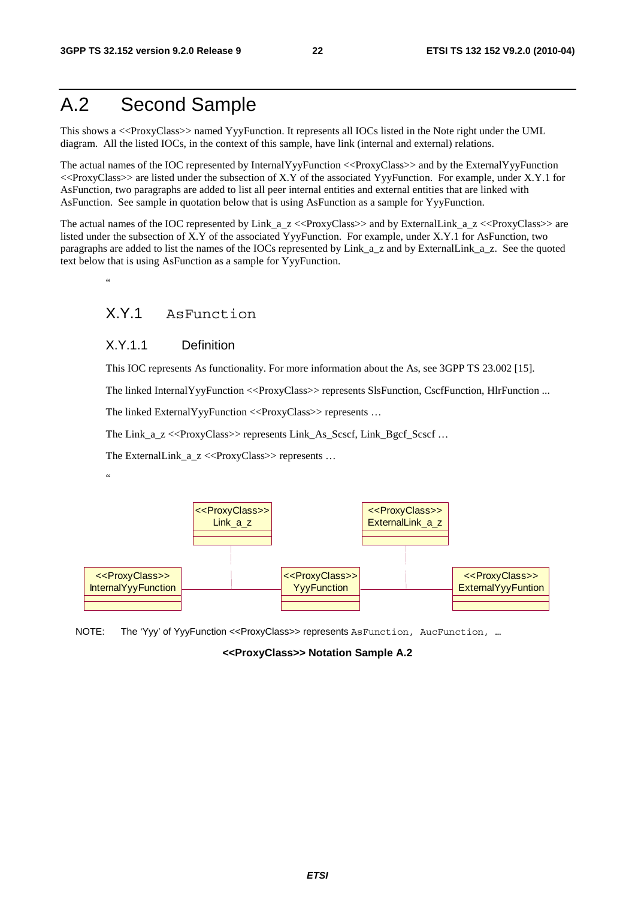# A.2 Second Sample

This shows a <<ProxyClass>> named YyyFunction. It represents all IOCs listed in the Note right under the UML diagram. All the listed IOCs, in the context of this sample, have link (internal and external) relations.

The actual names of the IOC represented by InternalYyyFunction <<ProxyClass>> and by the ExternalYyyFunction <<ProxyClass>> are listed under the subsection of X.Y of the associated YyyFunction. For example, under X.Y.1 for AsFunction, two paragraphs are added to list all peer internal entities and external entities that are linked with AsFunction. See sample in quotation below that is using AsFunction as a sample for YyyFunction.

The actual names of the IOC represented by Link_a_z <<ProxyClass>> and by ExternalLink_a_z <<ProxyClass>> are listed under the subsection of X.Y of the associated YyyFunction. For example, under X.Y.1 for AsFunction, two paragraphs are added to list the names of the IOCs represented by Link_a_z and by ExternalLink_a_z. See the quoted text below that is using AsFunction as a sample for YyyFunction.

"

### X.Y.1 AsFunction

#### X.Y.1.1 Definition

This IOC represents As functionality. For more information about the As, see 3GPP TS 23.002 [15].

The linked InternalYyyFunction <<ProxyClass>> represents SlsFunction, CscfFunction, HlrFunction ...

The linked ExternalYyyFunction <<ProxyClass>> represents …

The Link_a_z <<ProxyClass>> represents Link_As_Scscf, Link_Bgcf_Scscf …

The ExternalLink_a_z <<ProxyClass>> represents …

"

<<ProxyClass>> Link_a_z

<<ProxyClass>> ExternalLink_a_z

<<ProxyClass>> InternalYyyFunction

<<ProxyClass>> YyyFunction

<<ProxyClass>> ExternalYyyFuntion

NOTE: The 'Yyy' of YyyFunction <<ProxyClass>> represents AsFunction, AucFunction, …

**<<ProxyClass>> Notation Sample A.2**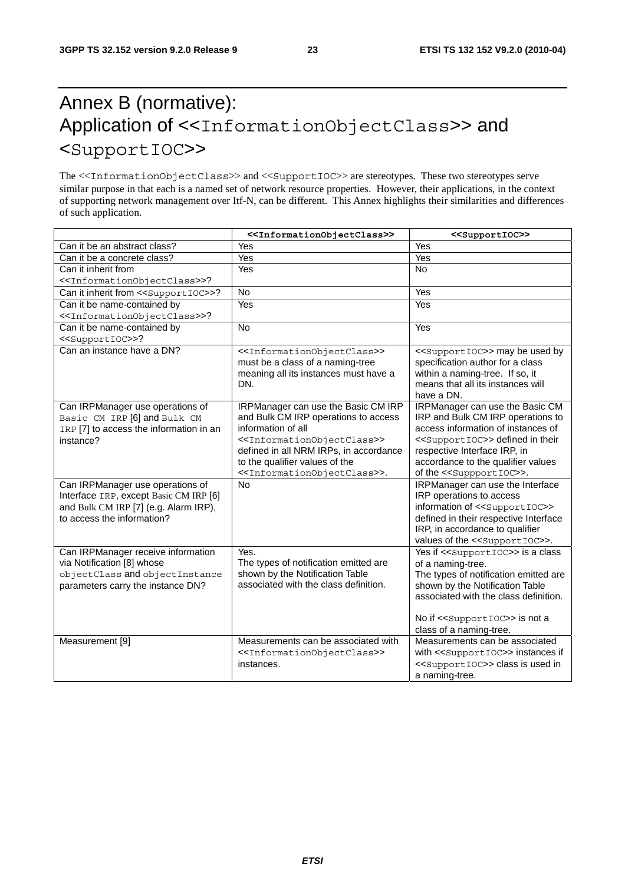# Annex B (normative): Application of <<InformationObjectClass>> and <SupportIOC>>

The <<InformationObjectClass>> and <<SupportIOC>> are stereotypes. These two stereotypes serve similar purpose in that each is a named set of network resource properties. However, their applications, in the context of supporting network management over Itf-N, can be different. This Annex highlights their similarities and differences of such application.

| | <<InformationObjectClass>> | <<SupportIOC>> |
|---|---|---|
| Can it be an abstract class? | Yes | Yes |
| Can it be a concrete class? | Yes | Yes |
| Can it inherit from <<InformationObjectClass>>? | Yes | No |
| Can it inherit from <<SupportIOC>>? | No | Yes |
| Can it be name-contained by <<InformationObjectClass>>? | Yes | Yes |
| Can it be name-contained by <<SupportIOC>>? | No | Yes |
| Can an instance have a DN? | <<InformationObjectClass>> must be a class of a naming-tree meaning all its instances must have a DN. | <<SupportIOC>> may be used by specification author for a class within a naming-tree. If so, it means that all its instances will have a DN. |
| Can IRPManager use operations of Basic CM IRP [6] and Bulk CM IRP [7] to access the information in an instance? | IRPManager can use the Basic CM IRP and Bulk CM IRP operations to access information of all <<InformationObjectClass>> defined in all NRM IRPs, in accordance to the qualifier values of the <<InformationObjectClass>>. | IRPManager can use the Basic CM IRP and Bulk CM IRP operations to access information of instances of <<SupportIOC>> defined in their respective Interface IRP, in accordance to the qualifier values of the <<SuppportIOC>>. |
| Can IRPManager use operations of Interface IRP, except Basic CM IRP [6] and Bulk CM IRP [7] (e.g. Alarm IRP), to access the information? | No | IRPManager can use the Interface IRP operations to access information of <<SupportIOC>> defined in their respective Interface IRP, in accordance to qualifier values of the <<SupportIOC>>. |
| Can IRPManager receive information via Notification [8] whose objectClass and objectInstance parameters carry the instance DN? | Yes.<br>The types of notification emitted are shown by the Notification Table associated with the class definition. | Yes if <<SupportIOC>> is a class of a naming-tree.<br>The types of notification emitted are shown by the Notification Table associated with the class definition.<br><br>No if <<SupportIOC>> is not a class of a naming-tree. |
| Measurement [9] | Measurements can be associated with <<InformationObjectClass>> instances. | Measurements can be associated with <<SupportIOC>> instances if <<SupportIOC>> class is used in a naming-tree. |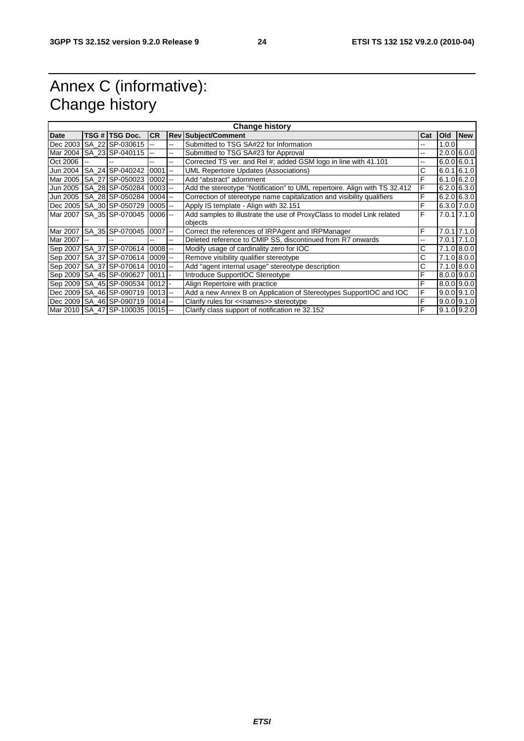# Annex C (informative): Change history

| Change history | | | | | | | | |
|---|---|---|---|---|---|---|---|---|
| **Date** | **TSG #** | **TSG Doc.** | **CR** | **Rev** | **Subject/Comment** | **Cat** | **Old** | **New** |
| Dec 2003 | SA_22 | SP-030615 | -- | -- | Submitted to TSG SA#22 for Information | -- | 1.0.0 | |
| Mar 2004 | SA_23 | SP-040115 | -- | -- | Submitted to TSG SA#23 for Approval | -- | 2.0.0 | 6.0.0 |
| Oct 2006 | -- | -- | -- | -- | Corrected TS ver. and Rel #; added GSM logo in line with 41.101 | -- | 6.0.0 | 6.0.1 |
| Jun 2004 | SA_24 | SP-040242 | 0001 | -- | UML Repertoire Updates (Associations) | C | 6.0.1 | 6.1.0 |
| Mar 2005 | SA_27 | SP-050023 | 0002 | -- | Add "abstract" adornment | F | 6.1.0 | 6.2.0 |
| Jun 2005 | SA_28 | SP-050284 | 0003 | -- | Add the stereotype "Notification" to UML repertoire. Align with TS 32.412 | F | 6.2.0 | 6.3.0 |
| Jun 2005 | SA_28 | SP-050284 | 0004 | -- | Correction of stereotype name capitalization and visibility qualifiers | F | 6.2.0 | 6.3.0 |
| Dec 2005 | SA_30 | SP-050729 | 0005 | -- | Apply IS template - Align with 32.151 | F | 6.3.0 | 7.0.0 |
| Mar 2007 | SA_35 | SP-070045 | 0006 | -- | Add samples to illustrate the use of ProxyClass to model Link related objects | F | 7.0.1 | 7.1.0 |
| Mar 2007 | SA_35 | SP-070045 | 0007 | -- | Correct the references of IRPAgent and IRPManager | F | 7.0.1 | 7.1.0 |
| Mar 2007 | -- | -- | -- | -- | Deleted reference to CMIP SS, discontinued from R7 onwards | -- | 7.0.1 | 7.1.0 |
| Sep 2007 | SA_37 | SP-070614 | 0008 | -- | Modify usage of cardinality zero for IOC | C | 7.1.0 | 8.0.0 |
| Sep 2007 | SA_37 | SP-070614 | 0009 | -- | Remove visibility qualifier stereotype | C | 7.1.0 | 8.0.0 |
| Sep 2007 | SA_37 | SP-070614 | 0010 | -- | Add "agent internal usage" stereotype description | C | 7.1.0 | 8.0.0 |
| Sep 2009 | SA_45 | SP-090627 | 0011 | - | Introduce SupportIOC Stereotype | F | 8.0.0 | 9.0.0 |
| Sep 2009 | SA_45 | SP-090534 | 0012 | - | Align Repertoire with practice | F | 8.0.0 | 9.0.0 |
| Dec 2009 | SA_46 | SP-090719 | 0013 | -- | Add a new Annex B on Application of Stereotypes SupportIOC and IOC | F | 9.0.0 | 9.1.0 |
| Dec 2009 | SA_46 | SP-090719 | 0014 | -- | Clarify rules for <<names>> stereotype | F | 9.0.0 | 9.1.0 |
| Mar 2010 | SA_47 | SP-100035 | 0015 | -- | Clarify class support of notification re 32.152 | F | 9.1.0 | 9.2.0 |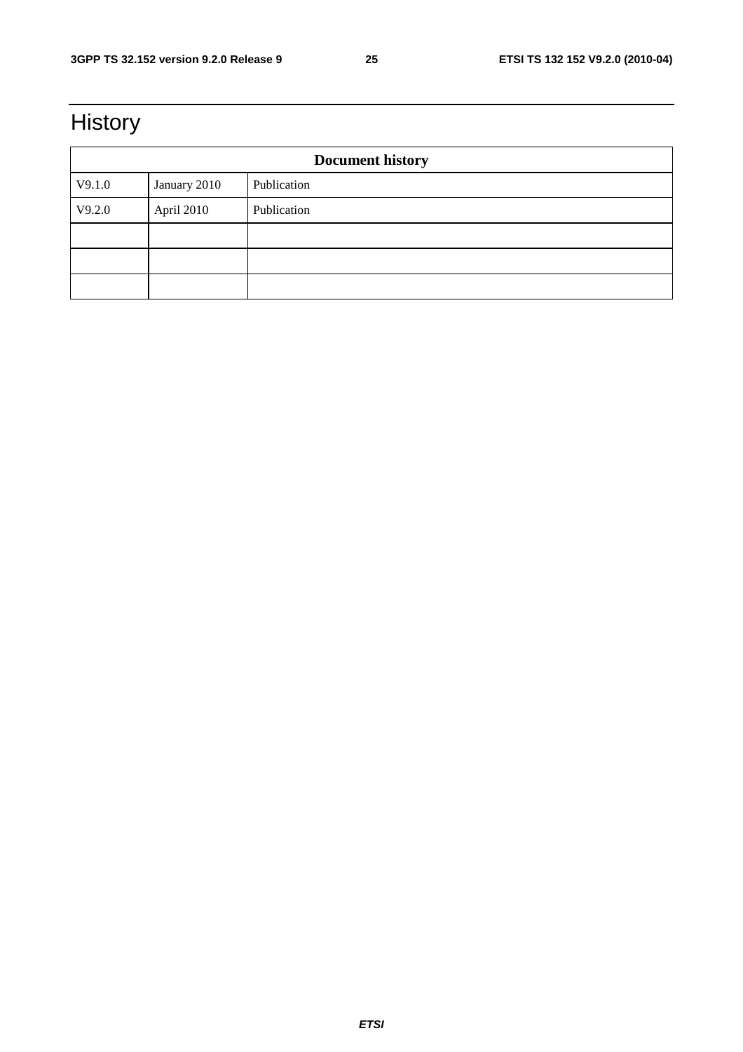# History

| Document history | | |
|---|---|---|
| V9.1.0 | January 2010 | Publication |
| V9.2.0 | April 2010 | Publication |
| | | |
| | | |
| | | |